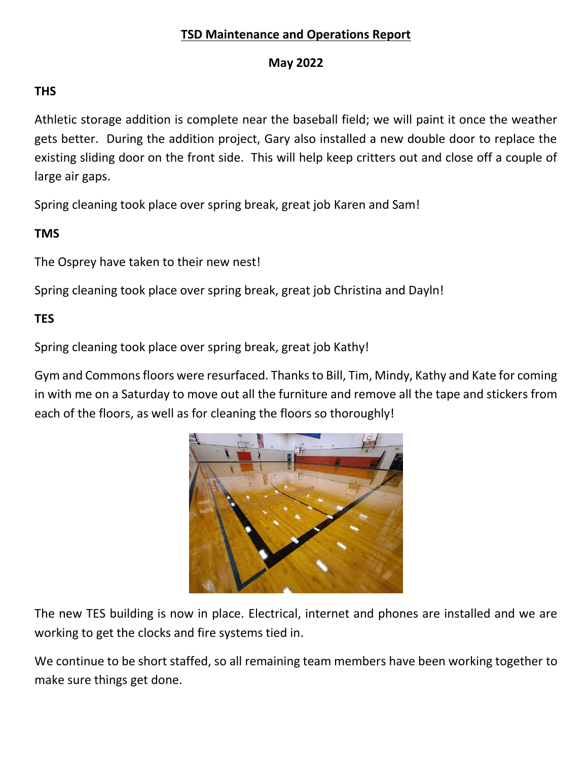# TSD Maintenance and Operations Report

**May 2022**

## THS

Athletic storage addition is complete near the baseball field; we will paint it once the weather gets better. During the addition project, Gary also installed a new double door to replace the existing sliding door on the front side. This will help keep critters out and close off a couple of large air gaps.

Spring cleaning took place over spring break, great job Karen and Sam!

## TMS

The Osprey have taken to their new nest!

Spring cleaning took place over spring break, great job Christina and Dayln!

## TES

Spring cleaning took place over spring break, great job Kathy!

Gym and Commons floors were resurfaced. Thanks to Bill, Tim, Mindy, Kathy and Kate for coming in with me on a Saturday to move out all the furniture and remove all the tape and stickers from each of the floors, as well as for cleaning the floors so thoroughly!

The new TES building is now in place. Electrical, internet and phones are installed and we are working to get the clocks and fire systems tied in.

We continue to be short staffed, so all remaining team members have been working together to make sure things get done.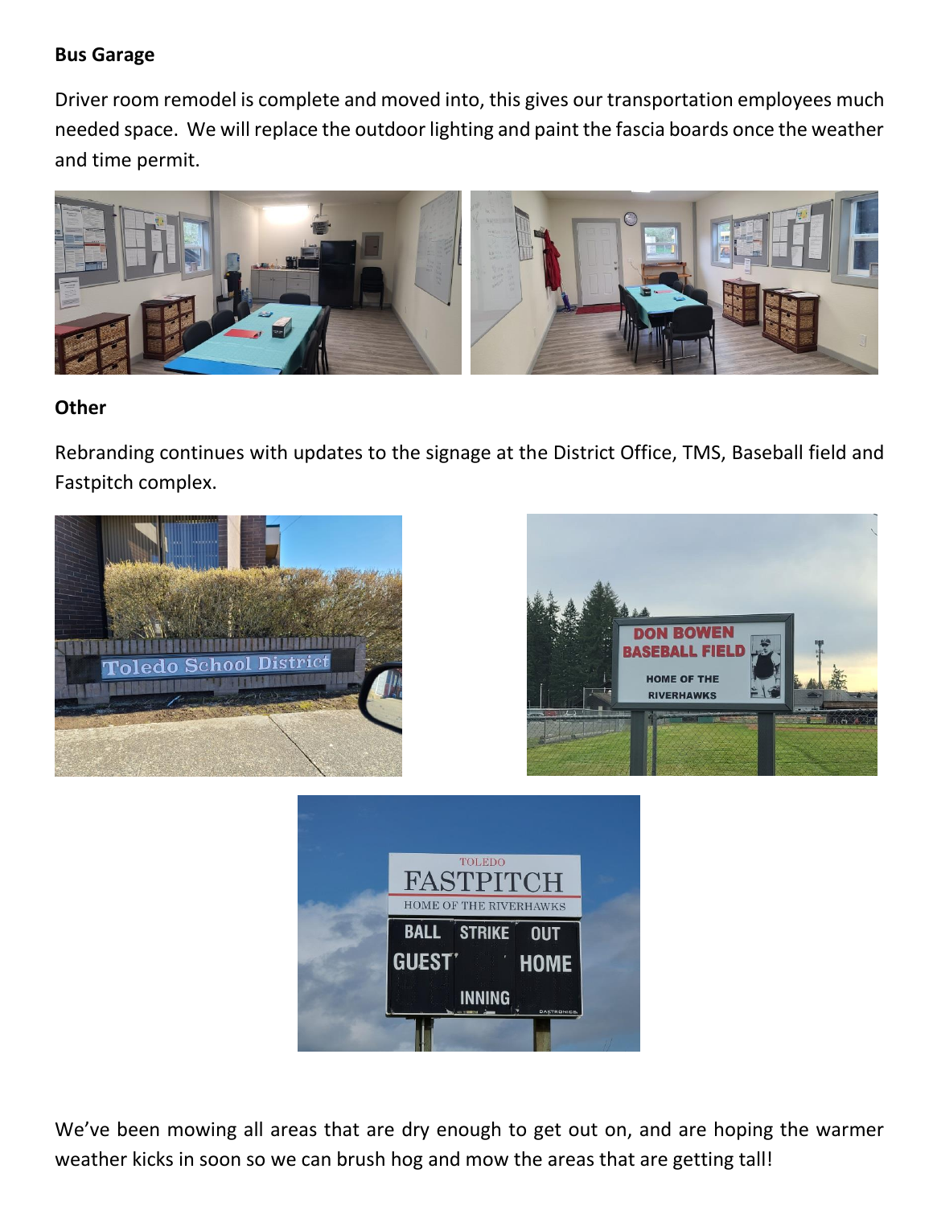**Bus Garage**

Driver room remodel is complete and moved into, this gives our transportation employees much needed space. We will replace the outdoor lighting and paint the fascia boards once the weather and time permit.

**Other**

Rebranding continues with updates to the signage at the District Office, TMS, Baseball field and Fastpitch complex.

We've been mowing all areas that are dry enough to get out on, and are hoping the warmer weather kicks in soon so we can brush hog and mow the areas that are getting tall!